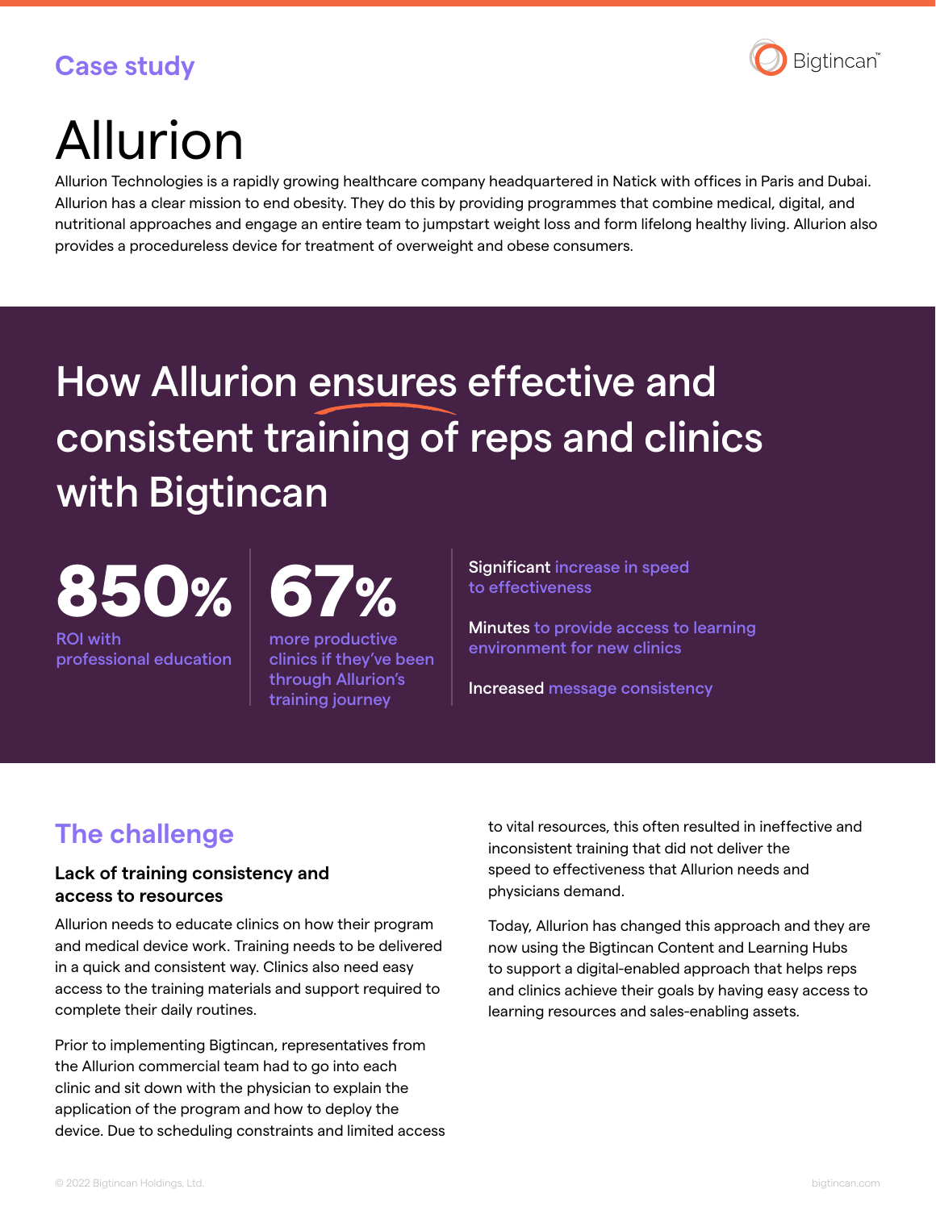Case study

# Allurion

Allurion Technologies is a rapidly growing healthcare company headquartered in Natick with offices in Paris and Dubai. Allurion has a clear mission to end obesity. They do this by providing programmes that combine medical, digital, and nutritional approaches and engage an entire team to jumpstart weight loss and form lifelong healthy living. Allurion also provides a procedureless device for treatment of overweight and obese consumers.

## How Allurion ensures effective and consistent training of reps and clinics with Bigtincan

**850%** ROI with professional education

**67%** more productive clinics if they've been through Allurion's training journey

Significant increase in speed to effectiveness

Minutes to provide access to learning environment for new clinics

Increased message consistency

## The challenge

### Lack of training consistency and access to resources

Allurion needs to educate clinics on how their program and medical device work. Training needs to be delivered in a quick and consistent way. Clinics also need easy access to the training materials and support required to complete their daily routines.

Prior to implementing Bigtincan, representatives from the Allurion commercial team had to go into each clinic and sit down with the physician to explain the application of the program and how to deploy the device. Due to scheduling constraints and limited access to vital resources, this often resulted in ineffective and inconsistent training that did not deliver the speed to effectiveness that Allurion needs and physicians demand.

Today, Allurion has changed this approach and they are now using the Bigtincan Content and Learning Hubs to support a digital-enabled approach that helps reps and clinics achieve their goals by having easy access to learning resources and sales-enabling assets.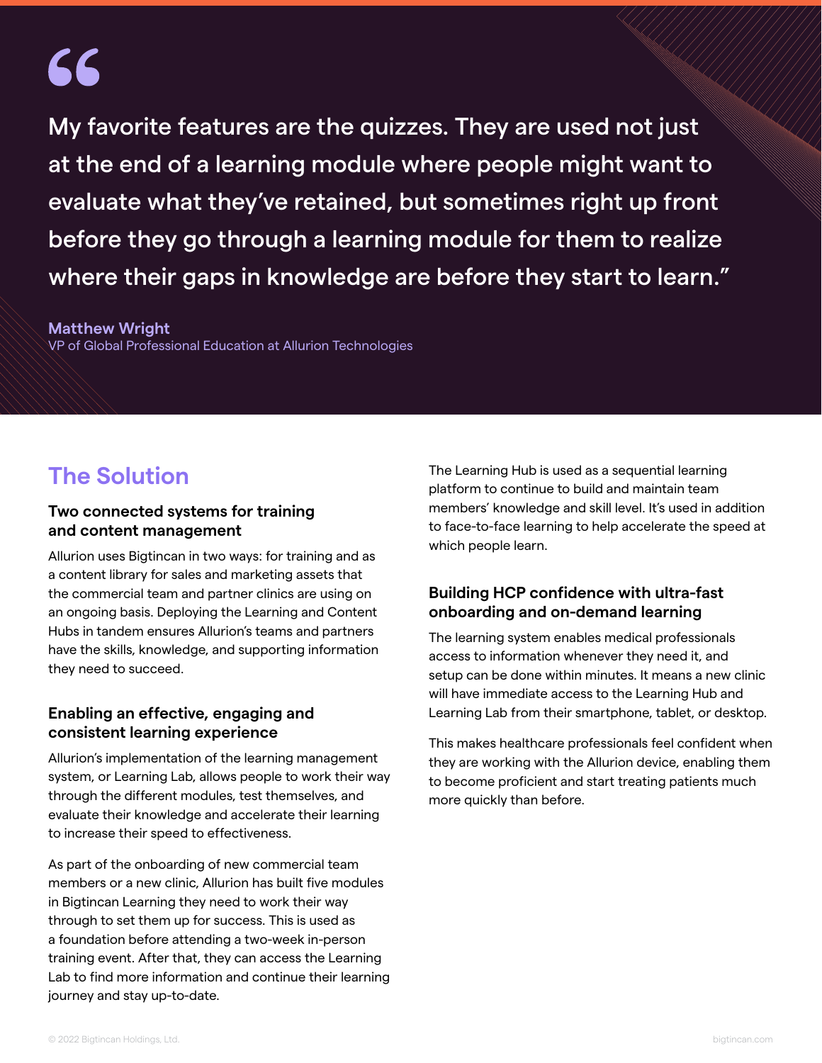> My favorite features are the quizzes. They are used not just at the end of a learning module where people might want to evaluate what they've retained, but sometimes right up front before they go through a learning module for them to realize where their gaps in knowledge are before they start to learn."

**Matthew Wright**
VP of Global Professional Education at Allurion Technologies

## The Solution

### Two connected systems for training and content management

Allurion uses Bigtincan in two ways: for training and as a content library for sales and marketing assets that the commercial team and partner clinics are using on an ongoing basis. Deploying the Learning and Content Hubs in tandem ensures Allurion's teams and partners have the skills, knowledge, and supporting information they need to succeed.

### Enabling an effective, engaging and consistent learning experience

Allurion's implementation of the learning management system, or Learning Lab, allows people to work their way through the different modules, test themselves, and evaluate their knowledge and accelerate their learning to increase their speed to effectiveness.

As part of the onboarding of new commercial team members or a new clinic, Allurion has built five modules in Bigtincan Learning they need to work their way through to set them up for success. This is used as a foundation before attending a two-week in-person training event. After that, they can access the Learning Lab to find more information and continue their learning journey and stay up-to-date.

The Learning Hub is used as a sequential learning platform to continue to build and maintain team members' knowledge and skill level. It's used in addition to face-to-face learning to help accelerate the speed at which people learn.

### Building HCP confidence with ultra-fast onboarding and on-demand learning

The learning system enables medical professionals access to information whenever they need it, and setup can be done within minutes. It means a new clinic will have immediate access to the Learning Hub and Learning Lab from their smartphone, tablet, or desktop.

This makes healthcare professionals feel confident when they are working with the Allurion device, enabling them to become proficient and start treating patients much more quickly than before.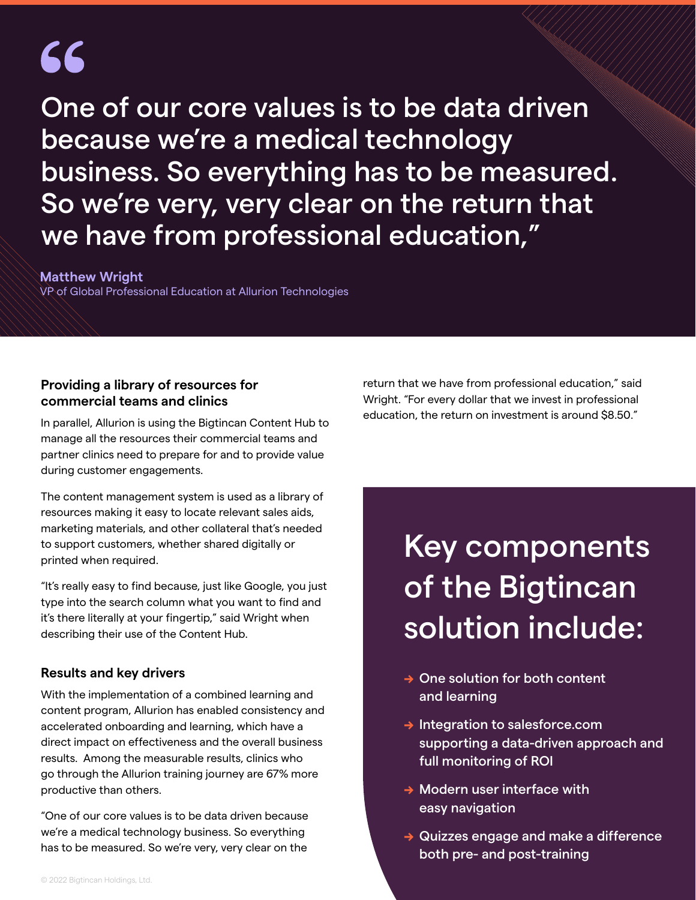> One of our core values is to be data driven because we're a medical technology business. So everything has to be measured. So we're very, very clear on the return that we have from professional education,"

**Matthew Wright**
VP of Global Professional Education at Allurion Technologies

### Providing a library of resources for commercial teams and clinics

In parallel, Allurion is using the Bigtincan Content Hub to manage all the resources their commercial teams and partner clinics need to prepare for and to provide value during customer engagements.

The content management system is used as a library of resources making it easy to locate relevant sales aids, marketing materials, and other collateral that's needed to support customers, whether shared digitally or printed when required.

"It's really easy to find because, just like Google, you just type into the search column what you want to find and it's there literally at your fingertip," said Wright when describing their use of the Content Hub.

### Results and key drivers

With the implementation of a combined learning and content program, Allurion has enabled consistency and accelerated onboarding and learning, which have a direct impact on effectiveness and the overall business results. Among the measurable results, clinics who go through the Allurion training journey are 67% more productive than others.

"One of our core values is to be data driven because we're a medical technology business. So everything has to be measured. So we're very, very clear on the return that we have from professional education," said Wright. "For every dollar that we invest in professional education, the return on investment is around $8.50."

## Key components of the Bigtincan solution include:

- One solution for both content and learning
- Integration to salesforce.com supporting a data-driven approach and full monitoring of ROI
- Modern user interface with easy navigation
- Quizzes engage and make a difference both pre- and post-training

© 2022 Bigtincan Holdings, Ltd.